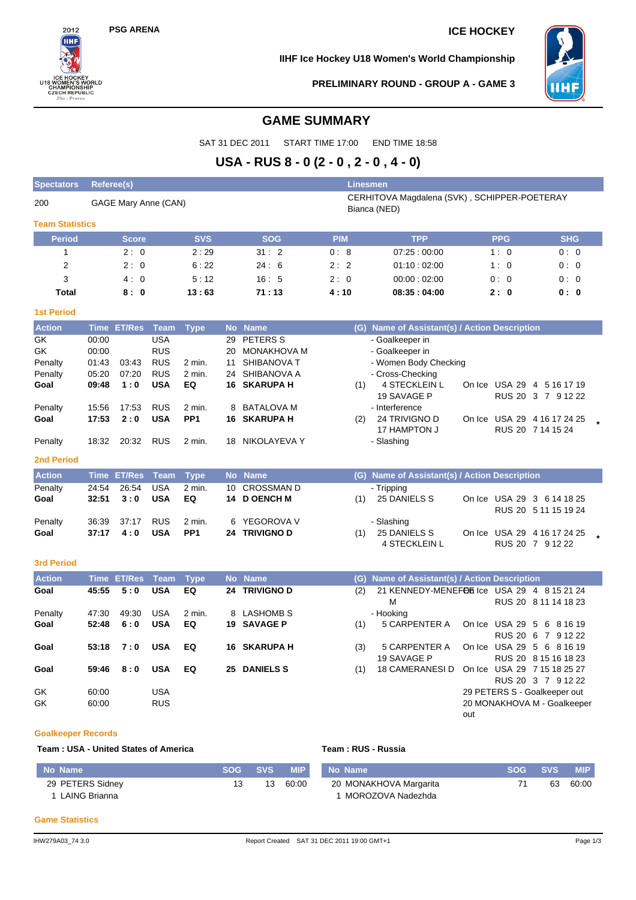2012 ICE HOCKEY U18 WOMEN'S WORLD CHAMPIONSHIP CZECH REPUBLIC Zlín - Prerov

**PSG ARENA**

**ICE HOCKEY**

**IIHF Ice Hockey U18 Women's World Championship**

**PRELIMINARY ROUND - GROUP A - GAME 3**

# GAME SUMMARY

SAT 31 DEC 2011 START TIME 17:00 END TIME 18:58

## USA - RUS 8 - 0 (2 - 0 , 2 - 0 , 4 - 0)

| Spectators | Referee(s) | Linesmen |
|---|---|---|
| 200 | GAGE Mary Anne (CAN) | CERHITOVA Magdalena (SVK) , SCHIPPER-POETERAY Bianca (NED) |

### Team Statistics

| Period | Score | SVS | SOG | PIM | TPP | PPG | SHG |
|---|---|---|---|---|---|---|---|
| 1 | 2 : 0 | 2 : 29 | 31 : 2 | 0 : 8 | 07:25 : 00:00 | 1 : 0 | 0 : 0 |
| 2 | 2 : 0 | 6 : 22 | 24 : 6 | 2 : 2 | 01:10 : 02:00 | 1 : 0 | 0 : 0 |
| 3 | 4 : 0 | 5 : 12 | 16 : 5 | 2 : 0 | 00:00 : 02:00 | 0 : 0 | 0 : 0 |
| **Total** | **8 : 0** | **13 : 63** | **71 : 13** | **4 : 10** | **08:35 : 04:00** | **2 : 0** | **0 : 0** |

### 1st Period

| Action | Time | ET/Res | Team | Type | No | Name | (G) | Name of Assistant(s) / Action Description | | |
|---|---|---|---|---|---|---|---|---|---|---|
| GK | 00:00 | | USA | | 29 | PETERS S | | - Goalkeeper in | | |
| GK | 00:00 | | RUS | | 20 | MONAKHOVA M | | - Goalkeeper in | | |
| Penalty | 01:43 | 03:43 | RUS | 2 min. | 11 | SHIBANOVA T | | - Women Body Checking | | |
| Penalty | 05:20 | 07:20 | RUS | 2 min. | 24 | SHIBANOVA A | | - Cross-Checking | | |
| **Goal** | **09:48** | **1 : 0** | **USA** | **EQ** | **16** | **SKARUPA H** | (1) | 4 STECKLEIN L<br>19 SAVAGE P | On Ice | USA 29 4 5 16 17 19<br>RUS 20 3 7 9 12 22 |
| Penalty | 15:56 | 17:53 | RUS | 2 min. | 8 | BATALOVA M | | - Interference | | |
| **Goal** | **17:53** | **2 : 0** | **USA** | **PP1** | **16** | **SKARUPA H** | (2) | 24 TRIVIGNO D<br>17 HAMPTON J | On Ice | USA 29 4 16 17 24 25 *<br>RUS 20 7 14 15 24 |
| Penalty | 18:32 | 20:32 | RUS | 2 min. | 18 | NIKOLAYEVA Y | | - Slashing | | |

### 2nd Period

| Action | Time | ET/Res | Team | Type | No | Name | (G) | Name of Assistant(s) / Action Description | | |
|---|---|---|---|---|---|---|---|---|---|---|
| Penalty | 24:54 | 26:54 | USA | 2 min. | 10 | CROSSMAN D | | - Tripping | | |
| **Goal** | **32:51** | **3 : 0** | **USA** | **EQ** | **14** | **D OENCH M** | (1) | 25 DANIELS S | On Ice | USA 29 3 6 14 18 25<br>RUS 20 5 11 15 19 24 |
| Penalty | 36:39 | 37:17 | RUS | 2 min. | 6 | YEGOROVA V | | - Slashing | | |
| **Goal** | **37:17** | **4 : 0** | **USA** | **PP1** | **24** | **TRIVIGNO D** | (1) | 25 DANIELS S<br>4 STECKLEIN L | On Ice | USA 29 4 16 17 24 25 *<br>RUS 20 7 9 12 22 |

### 3rd Period

| Action | Time | ET/Res | Team | Type | No | Name | (G) | Name of Assistant(s) / Action Description | | |
|---|---|---|---|---|---|---|---|---|---|---|
| **Goal** | **45:55** | **5 : 0** | **USA** | **EQ** | **24** | **TRIVIGNO D** | (2) | 21 KENNEDY-MENEFEE M | On Ice | USA 29 4 8 15 21 24<br>RUS 20 8 11 14 18 23 |
| Penalty | 47:30 | 49:30 | USA | 2 min. | 8 | LASHOMB S | | - Hooking | | |
| **Goal** | **52:48** | **6 : 0** | **USA** | **EQ** | **19** | **SAVAGE P** | (1) | 5 CARPENTER A | On Ice | USA 29 5 6 8 16 19<br>RUS 20 6 7 9 12 22 |
| **Goal** | **53:18** | **7 : 0** | **USA** | **EQ** | **16** | **SKARUPA H** | (3) | 5 CARPENTER A<br>19 SAVAGE P | On Ice | USA 29 5 6 8 16 19<br>RUS 20 8 15 16 18 23 |
| **Goal** | **59:46** | **8 : 0** | **USA** | **EQ** | **25** | **DANIELS S** | (1) | 18 CAMERANESI D | On Ice | USA 29 7 15 18 25 27<br>RUS 20 3 7 9 12 22 |
| GK | 60:00 | | USA | | | | | | | 29 PETERS S - Goalkeeper out |
| GK | 60:00 | | RUS | | | | | | | 20 MONAKHOVA M - Goalkeeper out |

### Goalkeeper Records

**Team : USA - United States of America**

| No Name | SOG | SVS | MIP |
|---|---|---|---|
| 29 PETERS Sidney | 13 | 13 | 60:00 |
| 1 LAING Brianna | | | |

**Team : RUS - Russia**

| No Name | SOG | SVS | MIP |
|---|---|---|---|
| 20 MONAKHOVA Margarita | 71 | 63 | 60:00 |
| 1 MOROZOVA Nadezhda | | | |

### Game Statistics

IHW279A03_74 3.0 Report Created SAT 31 DEC 2011 19:00 GMT+1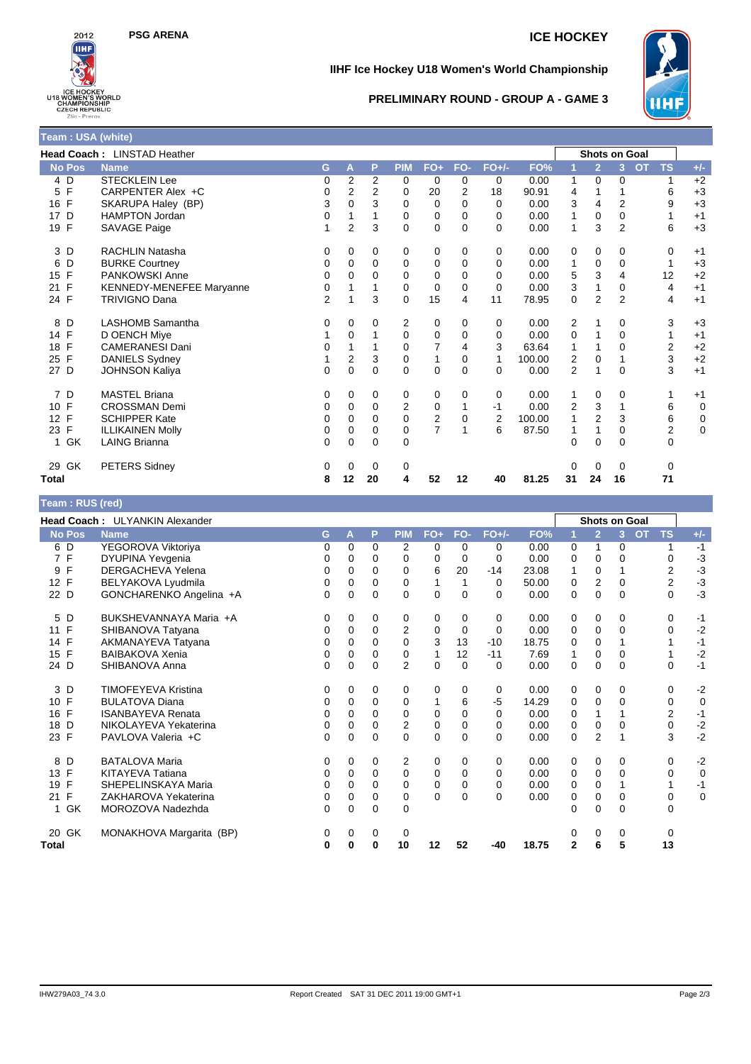PSG ARENA

ICE HOCKEY

IIHF Ice Hockey U18 Women's World Championship

PRELIMINARY ROUND - GROUP A - GAME 3

## Team : USA (white)

**Head Coach :** LINSTAD Heather

| No | Pos | Name | G | A | P | PIM | FO+ | FO- | FO+/- | FO% | 1 | 2 | 3 | OT | TS | +/- |
|---|---|---|---|---|---|---|---|---|---|---|---|---|---|---|---|---|
| 4 | D | STECKLEIN Lee | 0 | 2 | 2 | 0 | 0 | 0 | 0 | 0.00 | 1 | 0 | 0 | | 1 | +2 |
| 5 | F | CARPENTER Alex +C | 0 | 2 | 2 | 0 | 20 | 2 | 18 | 90.91 | 4 | 1 | 1 | | 6 | +3 |
| 16 | F | SKARUPA Haley (BP) | 3 | 0 | 3 | 0 | 0 | 0 | 0 | 0.00 | 3 | 4 | 2 | | 9 | +3 |
| 17 | D | HAMPTON Jordan | 0 | 1 | 1 | 0 | 0 | 0 | 0 | 0.00 | 1 | 0 | 0 | | 1 | +1 |
| 19 | F | SAVAGE Paige | 1 | 2 | 3 | 0 | 0 | 0 | 0 | 0.00 | 1 | 3 | 2 | | 6 | +3 |
| 3 | D | RACHLIN Natasha | 0 | 0 | 0 | 0 | 0 | 0 | 0 | 0.00 | 0 | 0 | 0 | | 0 | +1 |
| 6 | D | BURKE Courtney | 0 | 0 | 0 | 0 | 0 | 0 | 0 | 0.00 | 1 | 0 | 0 | | 1 | +3 |
| 15 | F | PANKOWSKI Anne | 0 | 0 | 0 | 0 | 0 | 0 | 0 | 0.00 | 5 | 3 | 4 | | 12 | +2 |
| 21 | F | KENNEDY-MENEFEE Maryanne | 0 | 1 | 1 | 0 | 0 | 0 | 0 | 0.00 | 3 | 1 | 0 | | 4 | +1 |
| 24 | F | TRIVIGNO Dana | 2 | 1 | 3 | 0 | 15 | 4 | 11 | 78.95 | 0 | 2 | 2 | | 4 | +1 |
| 8 | D | LASHOMB Samantha | 0 | 0 | 0 | 2 | 0 | 0 | 0 | 0.00 | 2 | 1 | 0 | | 3 | +3 |
| 14 | F | D OENCH Miye | 1 | 0 | 1 | 0 | 0 | 0 | 0 | 0.00 | 0 | 1 | 0 | | 1 | +1 |
| 18 | F | CAMERANESI Dani | 0 | 1 | 1 | 0 | 7 | 4 | 3 | 63.64 | 1 | 1 | 0 | | 2 | +2 |
| 25 | F | DANIELS Sydney | 1 | 2 | 3 | 0 | 1 | 0 | 1 | 100.00 | 2 | 0 | 1 | | 3 | +2 |
| 27 | D | JOHNSON Kaliya | 0 | 0 | 0 | 0 | 0 | 0 | 0 | 0.00 | 2 | 1 | 0 | | 3 | +1 |
| 7 | D | MASTEL Briana | 0 | 0 | 0 | 0 | 0 | 0 | 0 | 0.00 | 1 | 0 | 0 | | 1 | +1 |
| 10 | F | CROSSMAN Demi | 0 | 0 | 0 | 2 | 0 | 1 | -1 | 0.00 | 2 | 3 | 1 | | 6 | 0 |
| 12 | F | SCHIPPER Kate | 0 | 0 | 0 | 0 | 2 | 0 | 2 | 100.00 | 1 | 2 | 3 | | 6 | 0 |
| 23 | F | ILLIKAINEN Molly | 0 | 0 | 0 | 0 | 7 | 1 | 6 | 87.50 | 1 | 1 | 0 | | 2 | 0 |
| 1 | GK | LAING Brianna | 0 | 0 | 0 | 0 | | | | | 0 | 0 | 0 | | 0 | |
| 29 | GK | PETERS Sidney | 0 | 0 | 0 | 0 | | | | | 0 | 0 | 0 | | 0 | |
| **Total** | | | **8** | **12** | **20** | **4** | **52** | **12** | **40** | **81.25** | **31** | **24** | **16** | | **71** | |

Columns 1, 2, 3, OT, TS: Shots on Goal

## Team : RUS (red)

**Head Coach :** ULYANKIN Alexander

| No | Pos | Name | G | A | P | PIM | FO+ | FO- | FO+/- | FO% | 1 | 2 | 3 | OT | TS | +/- |
|---|---|---|---|---|---|---|---|---|---|---|---|---|---|---|---|---|
| 6 | D | YEGOROVA Viktoriya | 0 | 0 | 0 | 2 | 0 | 0 | 0 | 0.00 | 0 | 1 | 0 | | 1 | -1 |
| 7 | F | DYUPINA Yevgenia | 0 | 0 | 0 | 0 | 0 | 0 | 0 | 0.00 | 0 | 0 | 0 | | 0 | -3 |
| 9 | F | DERGACHEVA Yelena | 0 | 0 | 0 | 0 | 6 | 20 | -14 | 23.08 | 1 | 0 | 1 | | 2 | -3 |
| 12 | F | BELYAKOVA Lyudmila | 0 | 0 | 0 | 0 | 1 | 1 | 0 | 50.00 | 0 | 2 | 0 | | 2 | -3 |
| 22 | D | GONCHARENKO Angelina +A | 0 | 0 | 0 | 0 | 0 | 0 | 0 | 0.00 | 0 | 0 | 0 | | 0 | -3 |
| 5 | D | BUKSHEVANNAYA Maria +A | 0 | 0 | 0 | 0 | 0 | 0 | 0 | 0.00 | 0 | 0 | 0 | | 0 | -1 |
| 11 | F | SHIBANOVA Tatyana | 0 | 0 | 0 | 2 | 0 | 0 | 0 | 0.00 | 0 | 0 | 0 | | 0 | -2 |
| 14 | F | AKMANAYEVA Tatyana | 0 | 0 | 0 | 0 | 3 | 13 | -10 | 18.75 | 0 | 0 | 1 | | 1 | -1 |
| 15 | F | BAIBAKOVA Xenia | 0 | 0 | 0 | 0 | 1 | 12 | -11 | 7.69 | 1 | 0 | 0 | | 1 | -2 |
| 24 | D | SHIBANOVA Anna | 0 | 0 | 0 | 2 | 0 | 0 | 0 | 0.00 | 0 | 0 | 0 | | 0 | -1 |
| 3 | D | TIMOFEYEVA Kristina | 0 | 0 | 0 | 0 | 0 | 0 | 0 | 0.00 | 0 | 0 | 0 | | 0 | -2 |
| 10 | F | BULATOVA Diana | 0 | 0 | 0 | 0 | 1 | 6 | -5 | 14.29 | 0 | 0 | 0 | | 0 | 0 |
| 16 | F | ISANBAYEVA Renata | 0 | 0 | 0 | 0 | 0 | 0 | 0 | 0.00 | 0 | 1 | 1 | | 2 | -1 |
| 18 | D | NIKOLAYEVA Yekaterina | 0 | 0 | 0 | 2 | 0 | 0 | 0 | 0.00 | 0 | 0 | 0 | | 0 | -2 |
| 23 | F | PAVLOVA Valeria +C | 0 | 0 | 0 | 0 | 0 | 0 | 0 | 0.00 | 0 | 2 | 1 | | 3 | -2 |
| 8 | D | BATALOVA Maria | 0 | 0 | 0 | 2 | 0 | 0 | 0 | 0.00 | 0 | 0 | 0 | | 0 | -2 |
| 13 | F | KITAYEVA Tatiana | 0 | 0 | 0 | 0 | 0 | 0 | 0 | 0.00 | 0 | 0 | 0 | | 0 | 0 |
| 19 | F | SHEPELINSKAYA Maria | 0 | 0 | 0 | 0 | 0 | 0 | 0 | 0.00 | 0 | 0 | 1 | | 1 | -1 |
| 21 | F | ZAKHAROVA Yekaterina | 0 | 0 | 0 | 0 | 0 | 0 | 0 | 0.00 | 0 | 0 | 0 | | 0 | 0 |
| 1 | GK | MOROZOVA Nadezhda | 0 | 0 | 0 | 0 | | | | | 0 | 0 | 0 | | 0 | |
| 20 | GK | MONAKHOVA Margarita (BP) | 0 | 0 | 0 | 0 | | | | | 0 | 0 | 0 | | 0 | |
| **Total** | | | **0** | **0** | **0** | **10** | **12** | **52** | **-40** | **18.75** | **2** | **6** | **5** | | **13** | |

Columns 1, 2, 3, OT, TS: Shots on Goal

IHW279A03_74 3.0 Report Created SAT 31 DEC 2011 19:00 GMT+1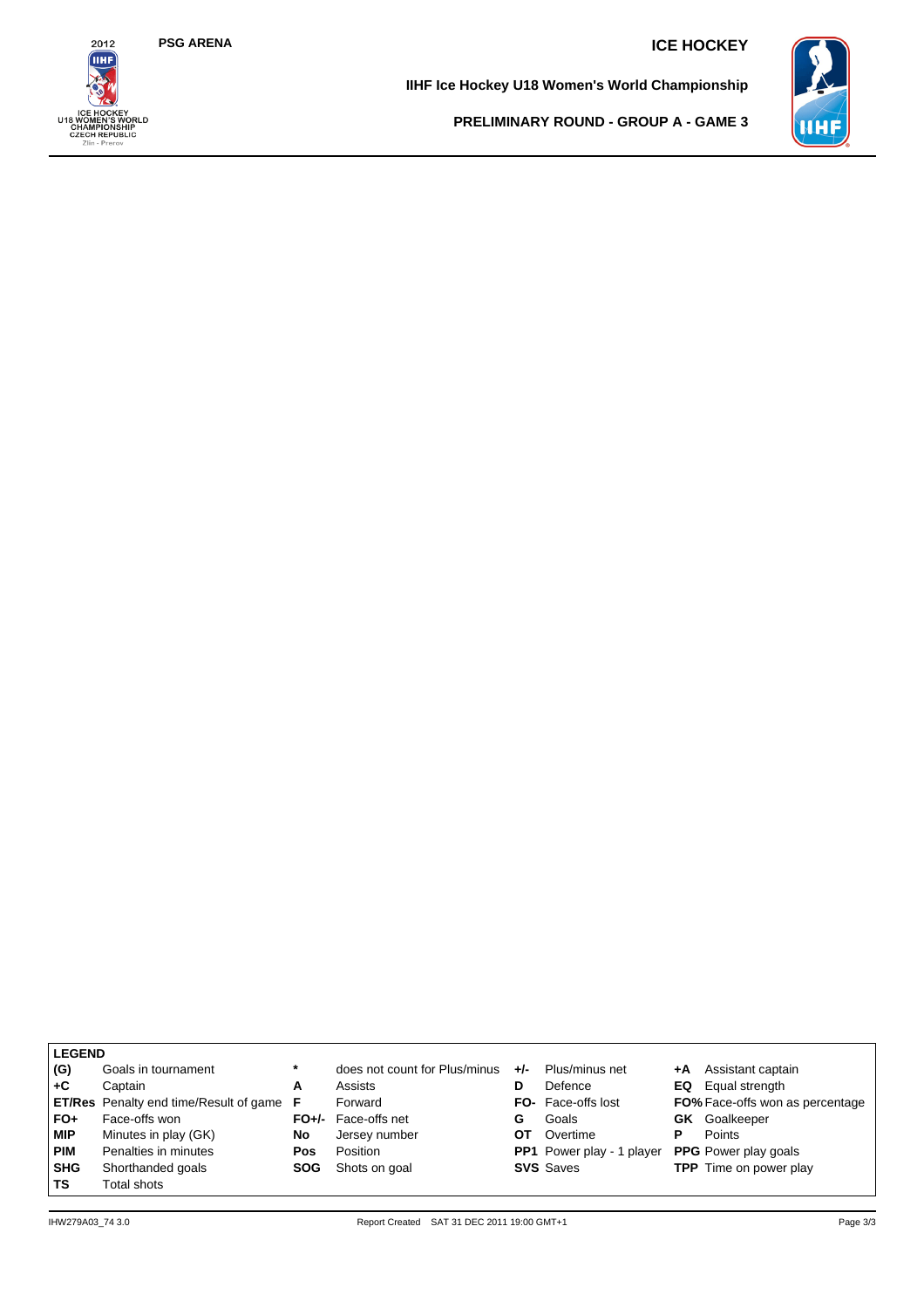# LEGEND

| | | | | | | | | | |
|---|---|---|---|---|---|---|---|---|---|
| **(G)** | Goals in tournament | **\*** | does not count for Plus/minus | **+/-** | Plus/minus net | | | **+A** | Assistant captain |
| **+C** | Captain | **A** | Assists | **D** | Defence | | | **EQ** | Equal strength |
| **ET/Res** | Penalty end time/Result of game | **F** | Forward | **FO-** | Face-offs lost | | | **FO%** | Face-offs won as percentage |
| **FO+** | Face-offs won | **FO+/-** | Face-offs net | **G** | Goals | | | **GK** | Goalkeeper |
| **MIP** | Minutes in play (GK) | **No** | Jersey number | **OT** | Overtime | | | **P** | Points |
| **PIM** | Penalties in minutes | **Pos** | Position | **PP1** | Power play - 1 player | | | **PPG** | Power play goals |
| **SHG** | Shorthanded goals | **SOG** | Shots on goal | **SVS** | Saves | | | **TPP** | Time on power play |
| **TS** | Total shots | | | | | | | | |

IHW279A03_74 3.0 Report Created SAT 31 DEC 2011 19:00 GMT+1